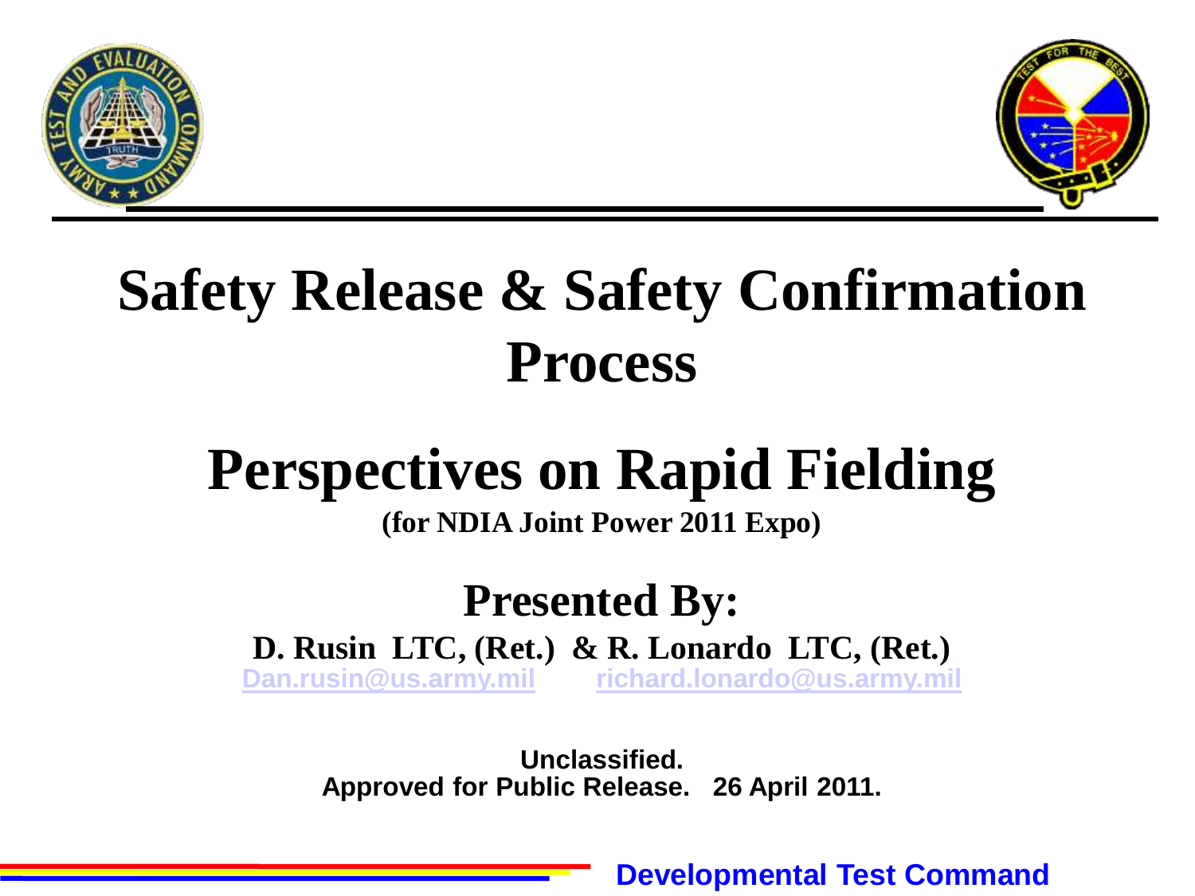# Safety Release & Safety Confirmation Process

# Perspectives on Rapid Fielding

**(for NDIA Joint Power 2011 Expo)**

## Presented By:

**D. Rusin LTC, (Ret.) & R. Lonardo LTC, (Ret.)**

Dan.rusin@us.army.mil richard.lonardo@us.army.mil

**Unclassified.**
**Approved for Public Release. 26 April 2011.**

**Developmental Test Command**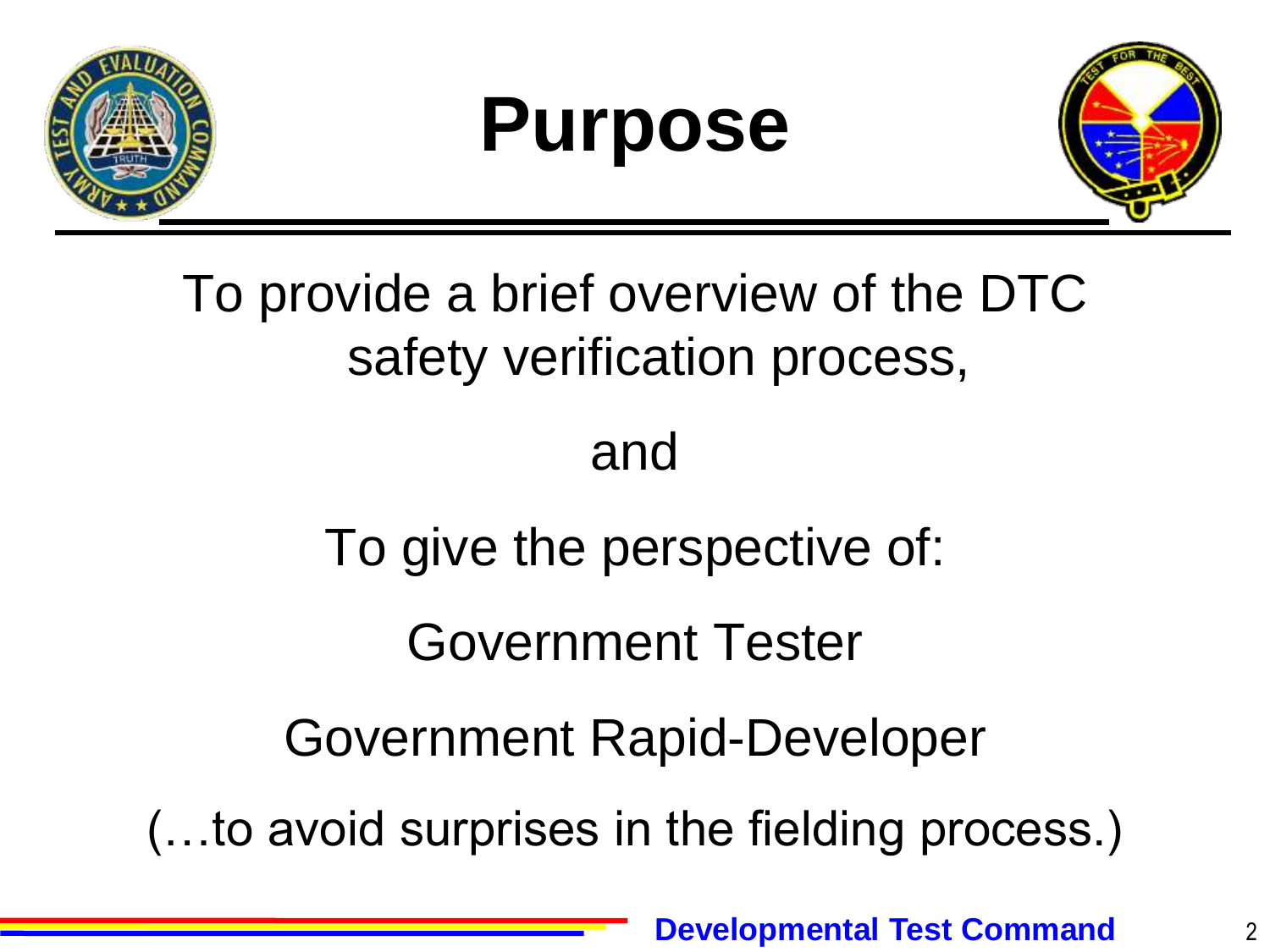# Purpose

To provide a brief overview of the DTC safety verification process,

and

To give the perspective of:

Government Tester

Government Rapid-Developer

(…to avoid surprises in the fielding process.)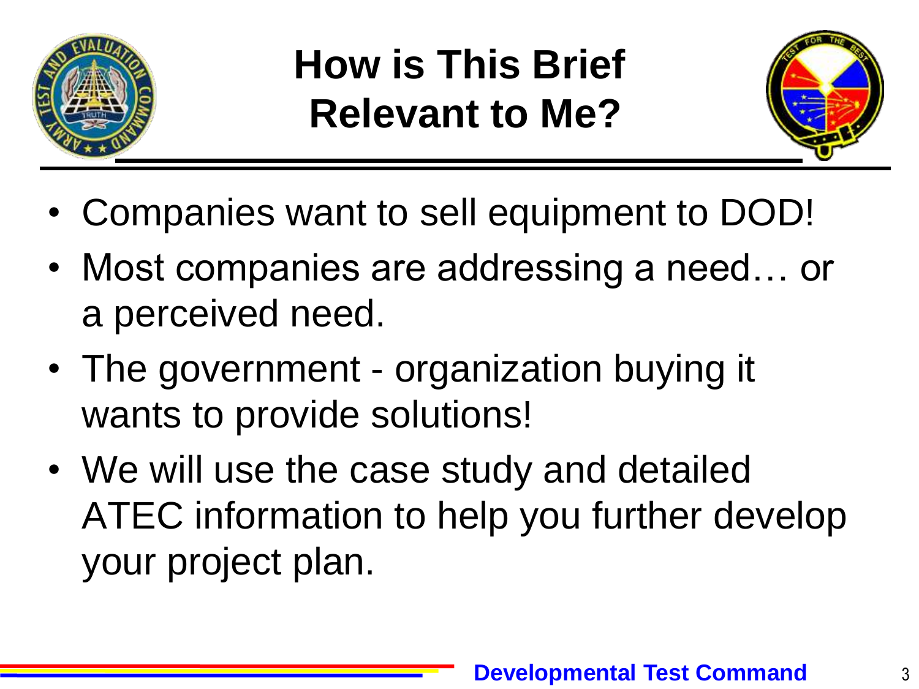# How is This Brief Relevant to Me?

- Companies want to sell equipment to DOD!
- Most companies are addressing a need… or a perceived need.
- The government - organization buying it wants to provide solutions!
- We will use the case study and detailed ATEC information to help you further develop your project plan.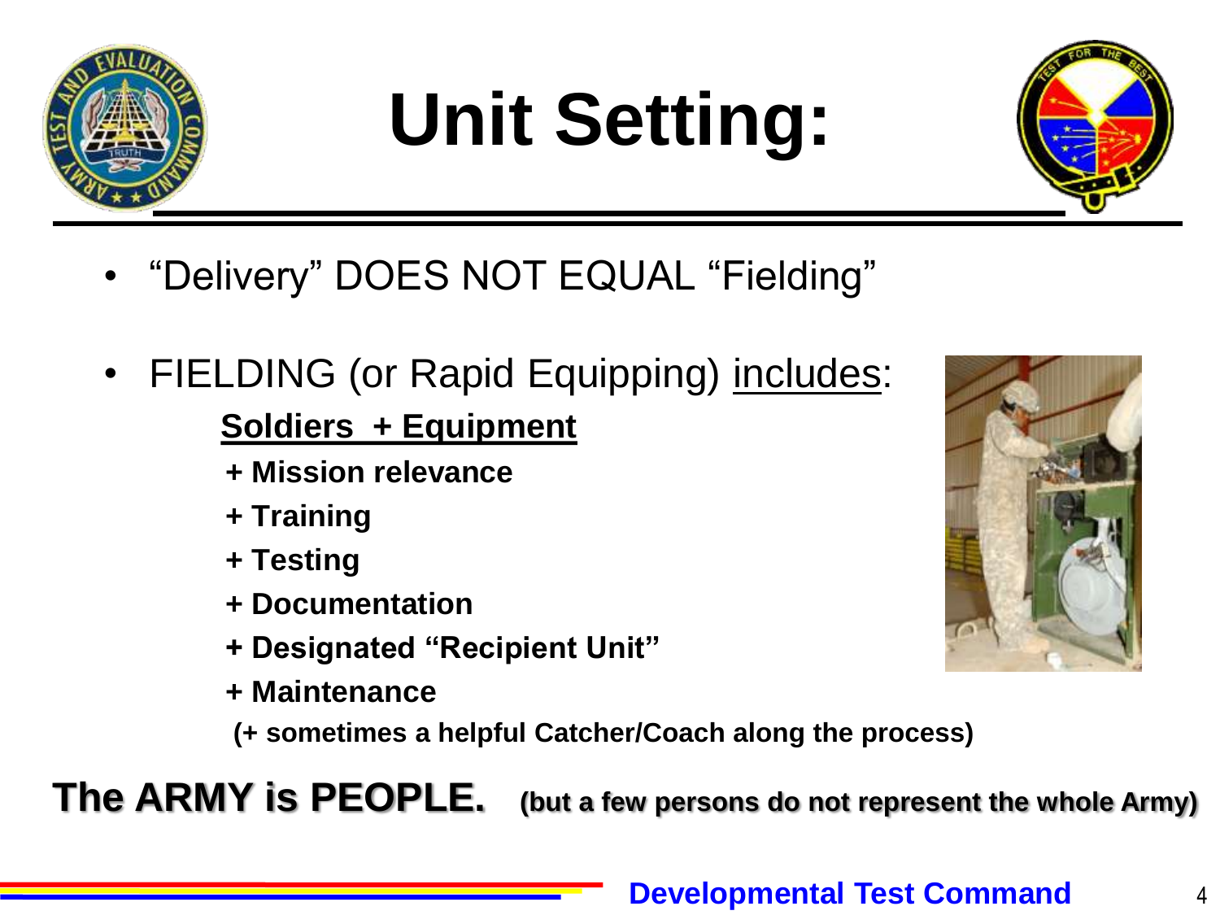# Unit Setting:

- “Delivery” DOES NOT EQUAL “Fielding”
- FIELDING (or Rapid Equipping) <u>includes</u>:

  **<u>Soldiers + Equipment</u>**

  **+ Mission relevance**

  **+ Training**

  **+ Testing**

  **+ Documentation**

  **+ Designated “Recipient Unit”**

  **+ Maintenance**

  **(+ sometimes a helpful Catcher/Coach along the process)**

**The ARMY is PEOPLE.** **(but a few persons do not represent the whole Army)**

**Developmental Test Command**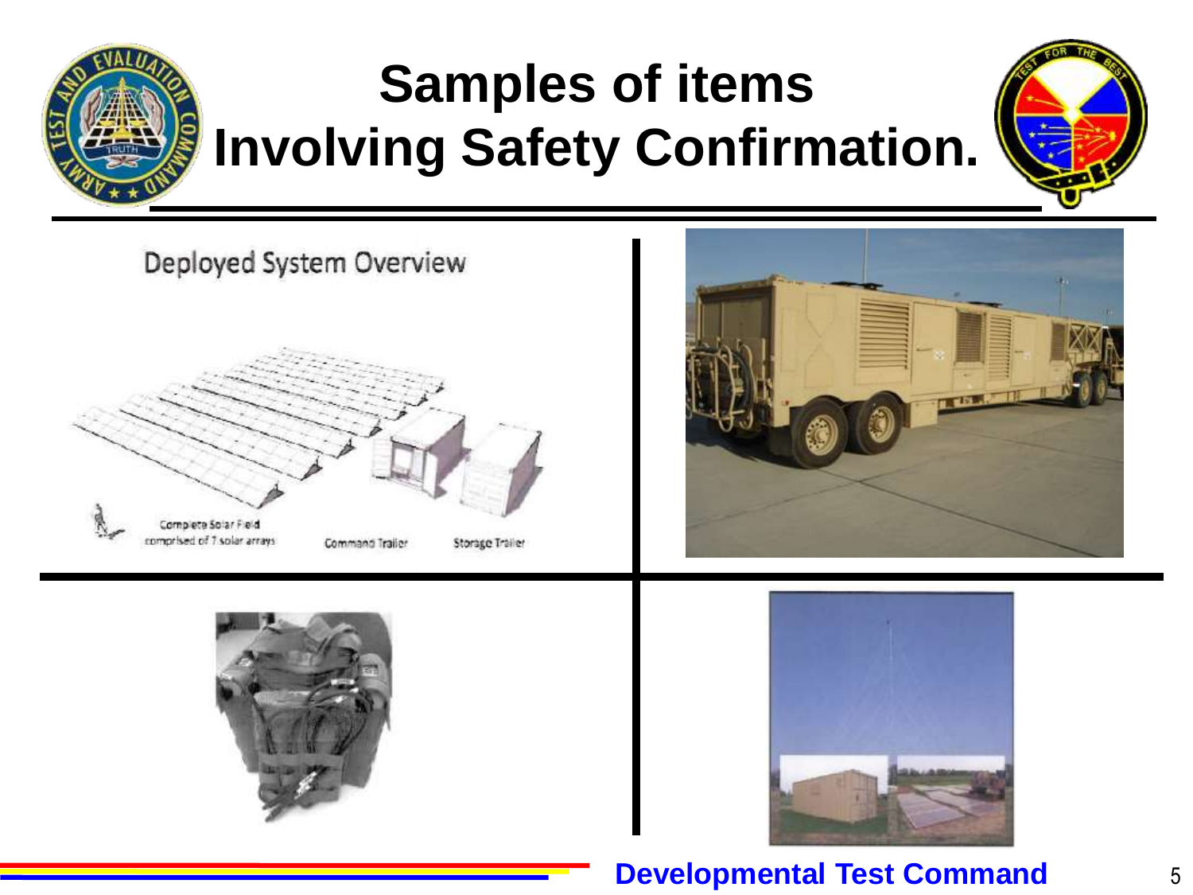# Samples of items Involving Safety Confirmation.

Deployed System Overview

Complete Solar Field comprised of 7 solar arrays

Command Trailer

Storage Trailer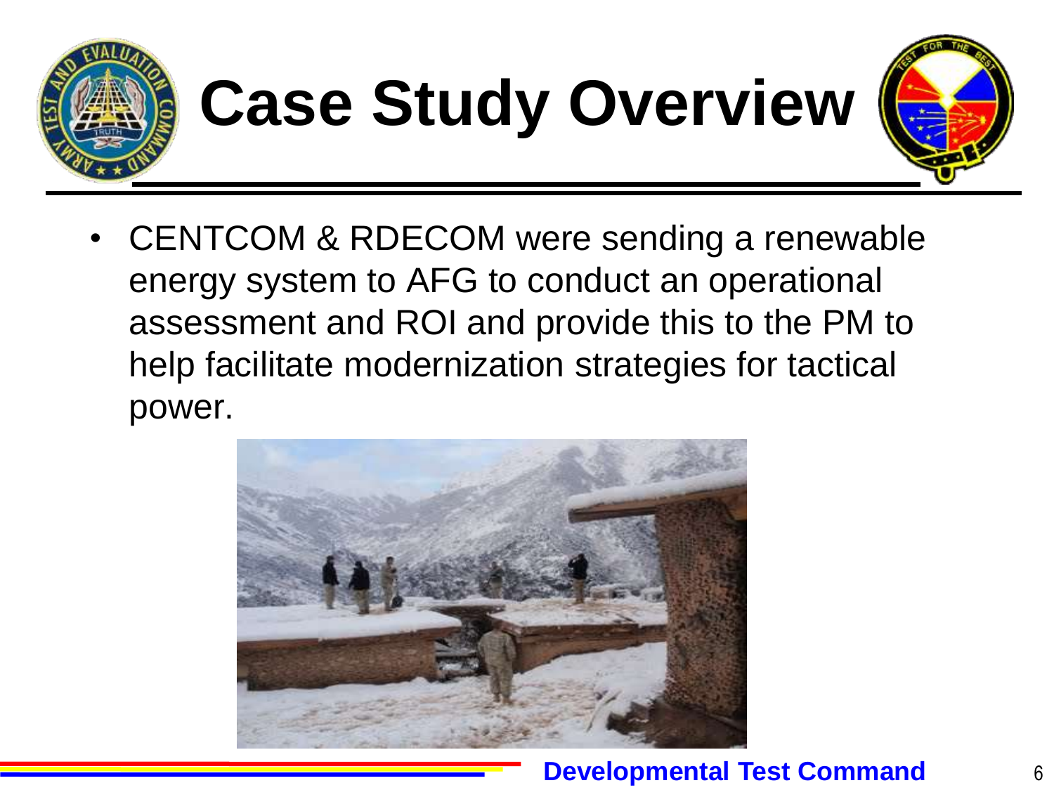# Case Study Overview

- CENTCOM & RDECOM were sending a renewable energy system to AFG to conduct an operational assessment and ROI and provide this to the PM to help facilitate modernization strategies for tactical power.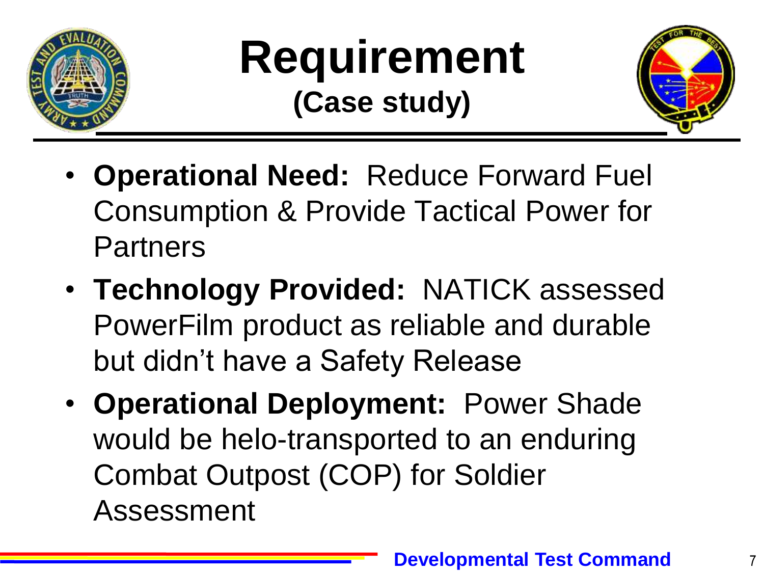# Requirement

## (Case study)

- **Operational Need:** Reduce Forward Fuel Consumption & Provide Tactical Power for Partners
- **Technology Provided:** NATICK assessed PowerFilm product as reliable and durable but didn't have a Safety Release
- **Operational Deployment:** Power Shade would be helo-transported to an enduring Combat Outpost (COP) for Soldier Assessment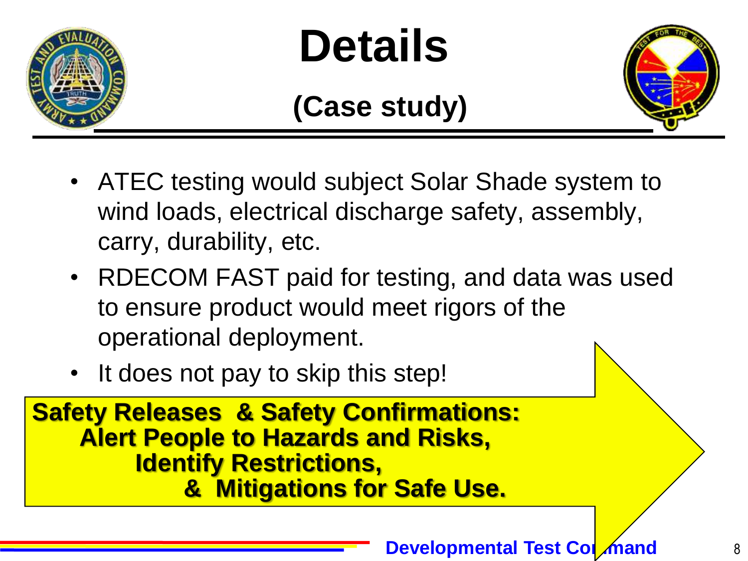# Details

## (Case study)

- ATEC testing would subject Solar Shade system to wind loads, electrical discharge safety, assembly, carry, durability, etc.
- RDECOM FAST paid for testing, and data was used to ensure product would meet rigors of the operational deployment.
- It does not pay to skip this step!

**Safety Releases & Safety Confirmations:**
**Alert People to Hazards and Risks,**
**Identify Restrictions,**
**& Mitigations for Safe Use.**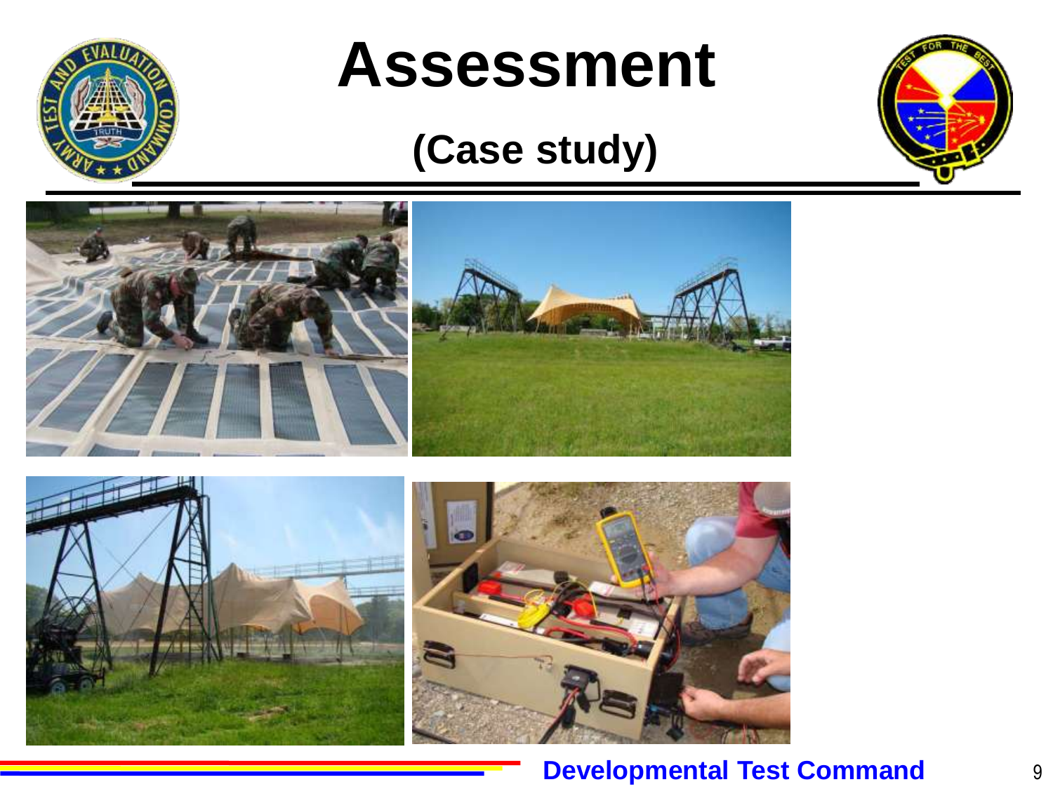# Assessment

## (Case study)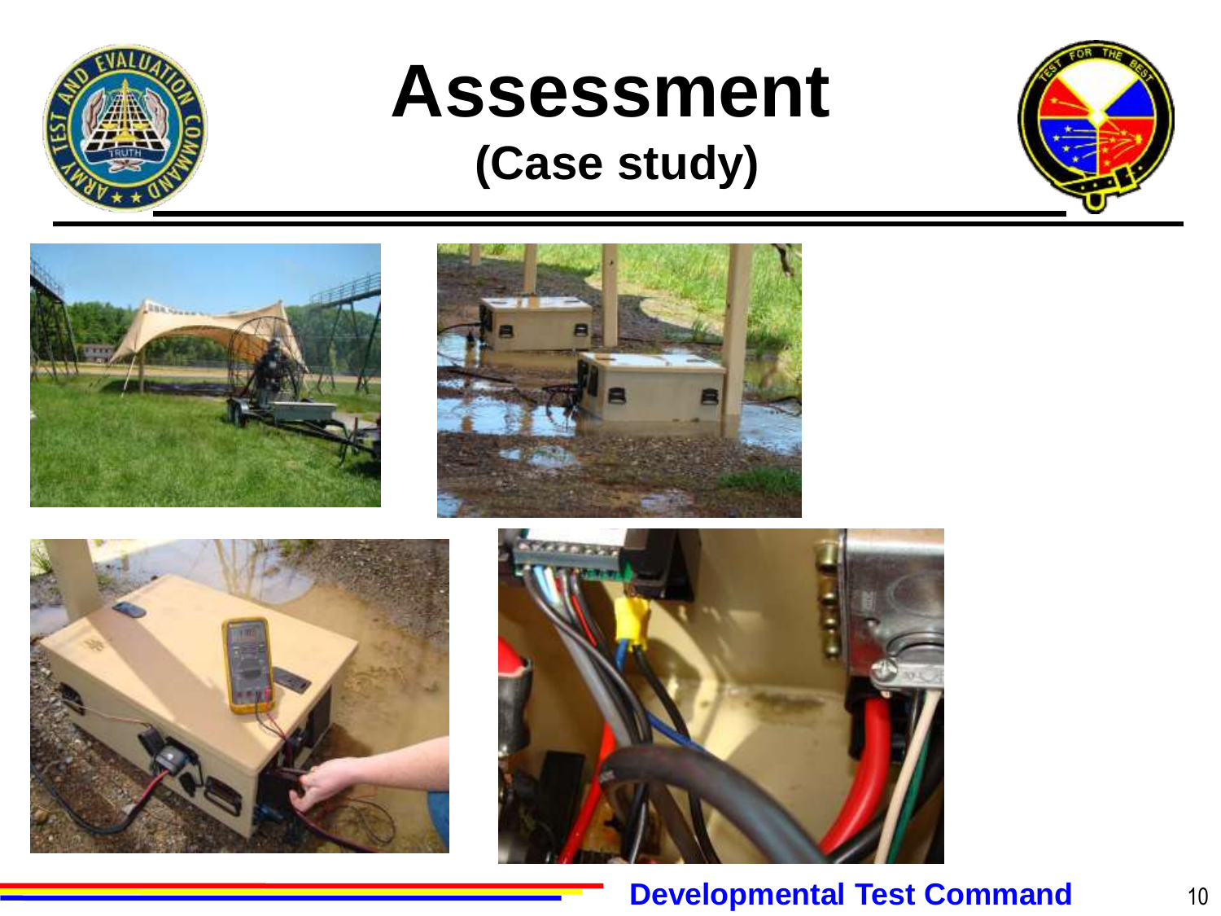# Assessment

## (Case study)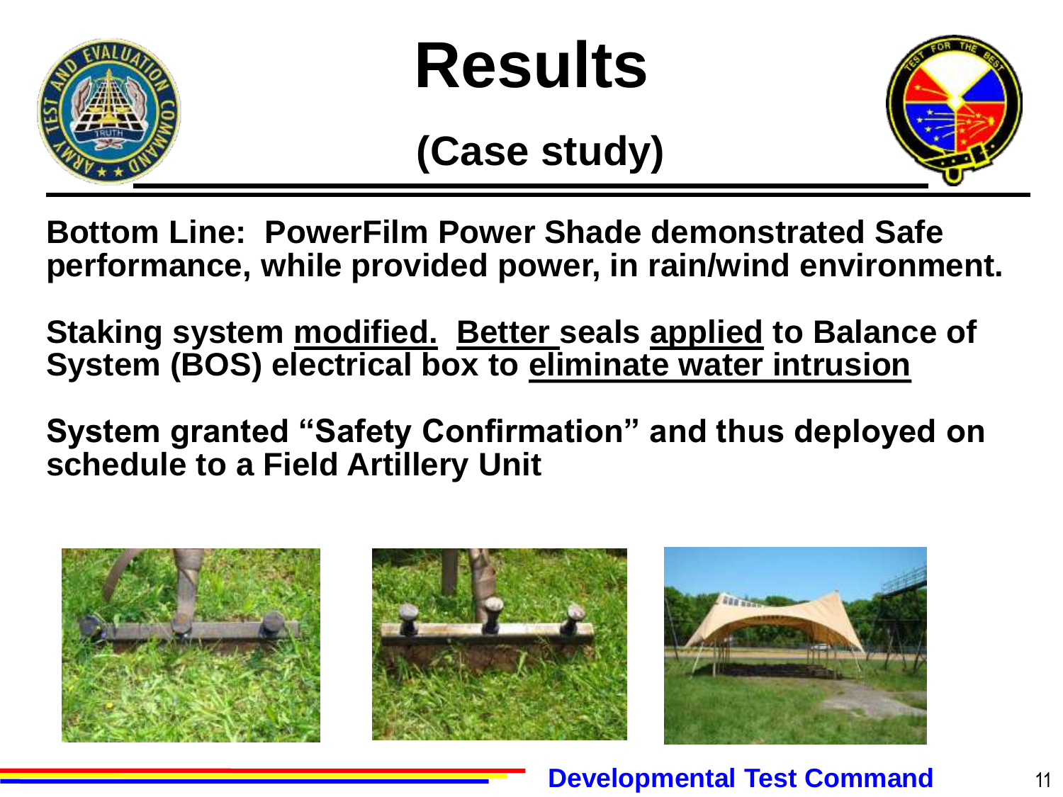# Results

## (Case study)

**Bottom Line: PowerFilm Power Shade demonstrated Safe performance, while provided power, in rain/wind environment.**

**Staking system <u>modified.</u> <u>Better</u> seals <u>applied</u> to Balance of System (BOS) electrical box to <u>eliminate water intrusion</u>**

**System granted "Safety Confirmation" and thus deployed on schedule to a Field Artillery Unit**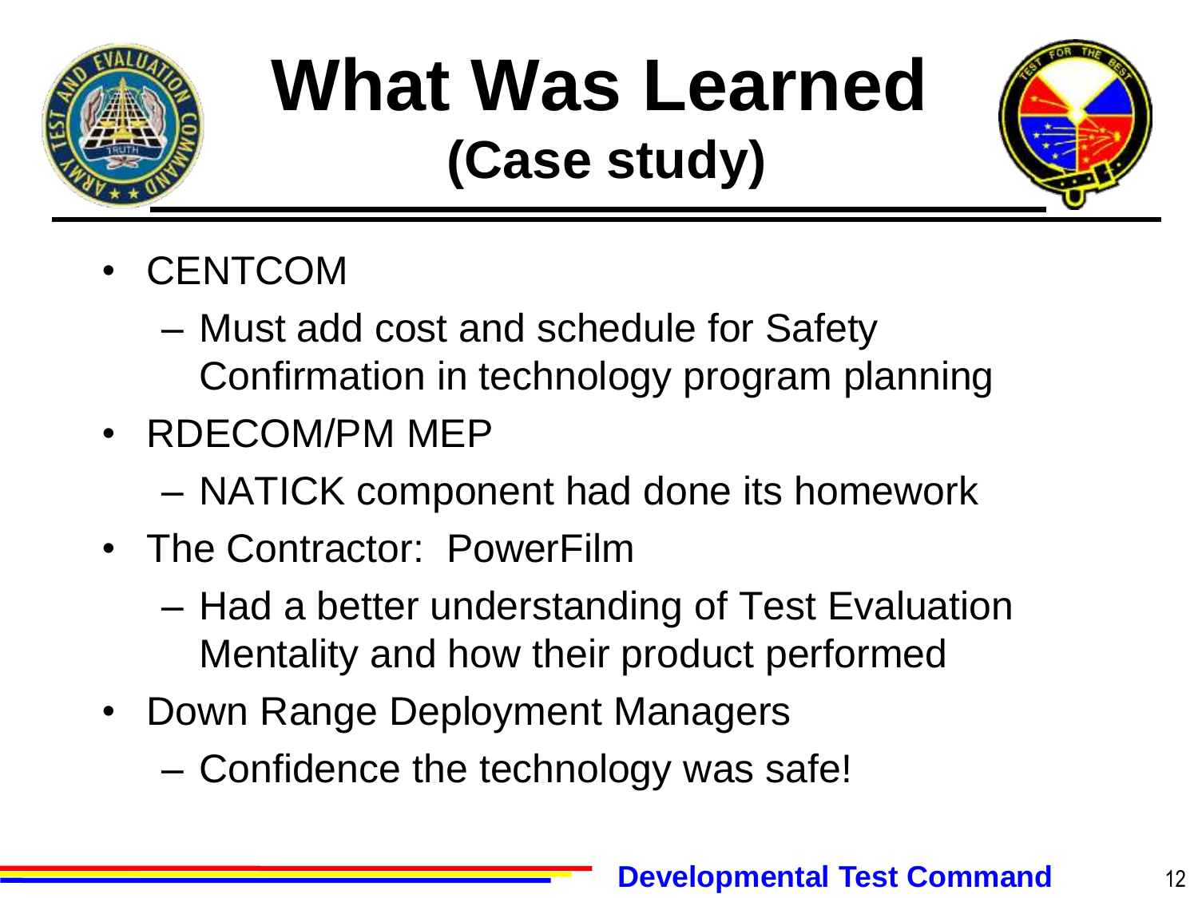# What Was Learned
## (Case study)

- CENTCOM
  - Must add cost and schedule for Safety Confirmation in technology program planning
- RDECOM/PM MEP
  - NATICK component had done its homework
- The Contractor: PowerFilm
  - Had a better understanding of Test Evaluation Mentality and how their product performed
- Down Range Deployment Managers
  - Confidence the technology was safe!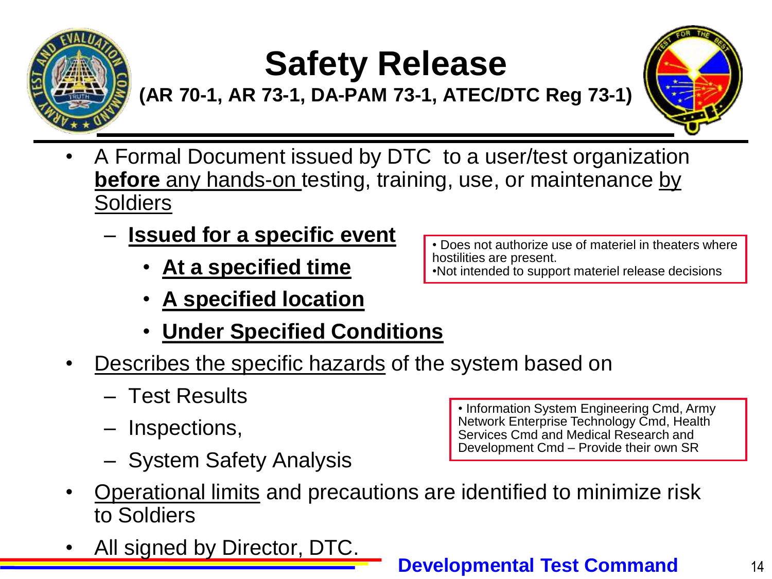# Safety Release

**(AR 70-1, AR 73-1, DA-PAM 73-1, ATEC/DTC Reg 73-1)**

- A Formal Document issued by DTC to a user/test organization **before** any hands-on testing, training, use, or maintenance by Soldiers
  - **Issued for a specific event**
    - **At a specified time**
    - **A specified location**
    - **Under Specified Conditions**

> • Does not authorize use of materiel in theaters where hostilities are present.
> • Not intended to support materiel release decisions

- Describes the specific hazards of the system based on
  - Test Results
  - Inspections,
  - System Safety Analysis

> • Information System Engineering Cmd, Army Network Enterprise Technology Cmd, Health Services Cmd and Medical Research and Development Cmd – Provide their own SR

- Operational limits and precautions are identified to minimize risk to Soldiers
- All signed by Director, DTC.

**Developmental Test Command**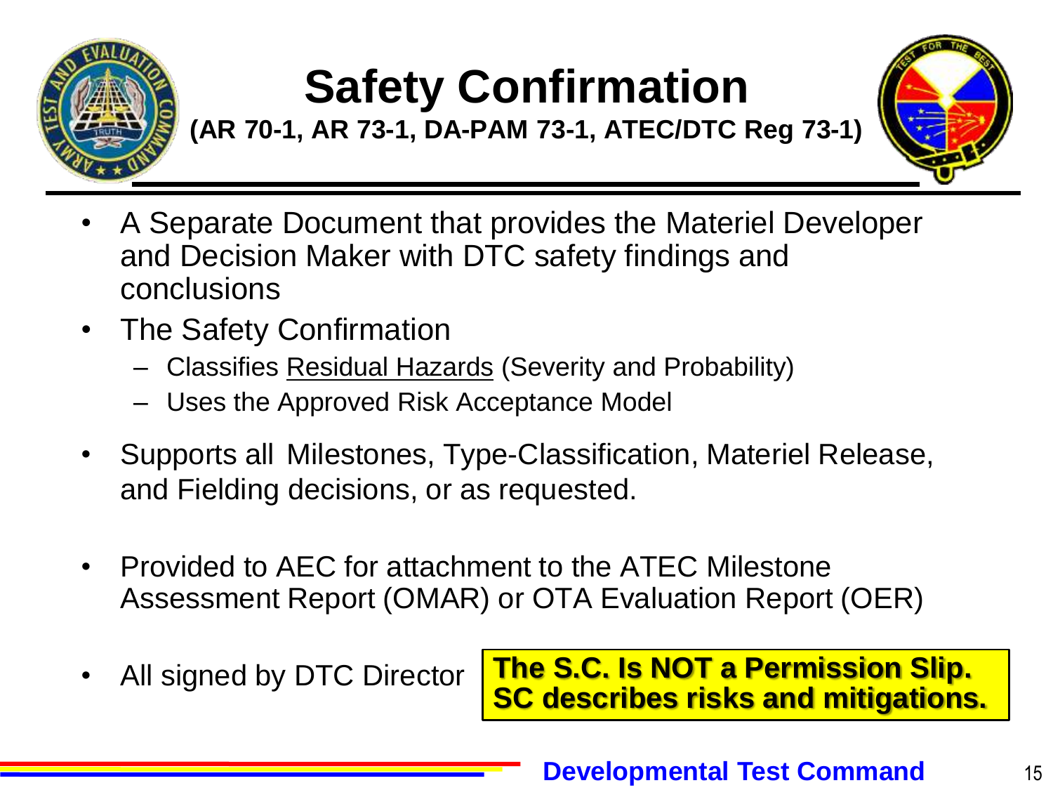# Safety Confirmation

**(AR 70-1, AR 73-1, DA-PAM 73-1, ATEC/DTC Reg 73-1)**

- A Separate Document that provides the Materiel Developer and Decision Maker with DTC safety findings and conclusions
- The Safety Confirmation
  - Classifies <u>Residual Hazards</u> (Severity and Probability)
  - Uses the Approved Risk Acceptance Model
- Supports all Milestones, Type-Classification, Materiel Release, and Fielding decisions, or as requested.
- Provided to AEC for attachment to the ATEC Milestone Assessment Report (OMAR) or OTA Evaluation Report (OER)
- All signed by DTC Director

**The S.C. Is NOT a Permission Slip. SC describes risks and mitigations.**

Developmental Test Command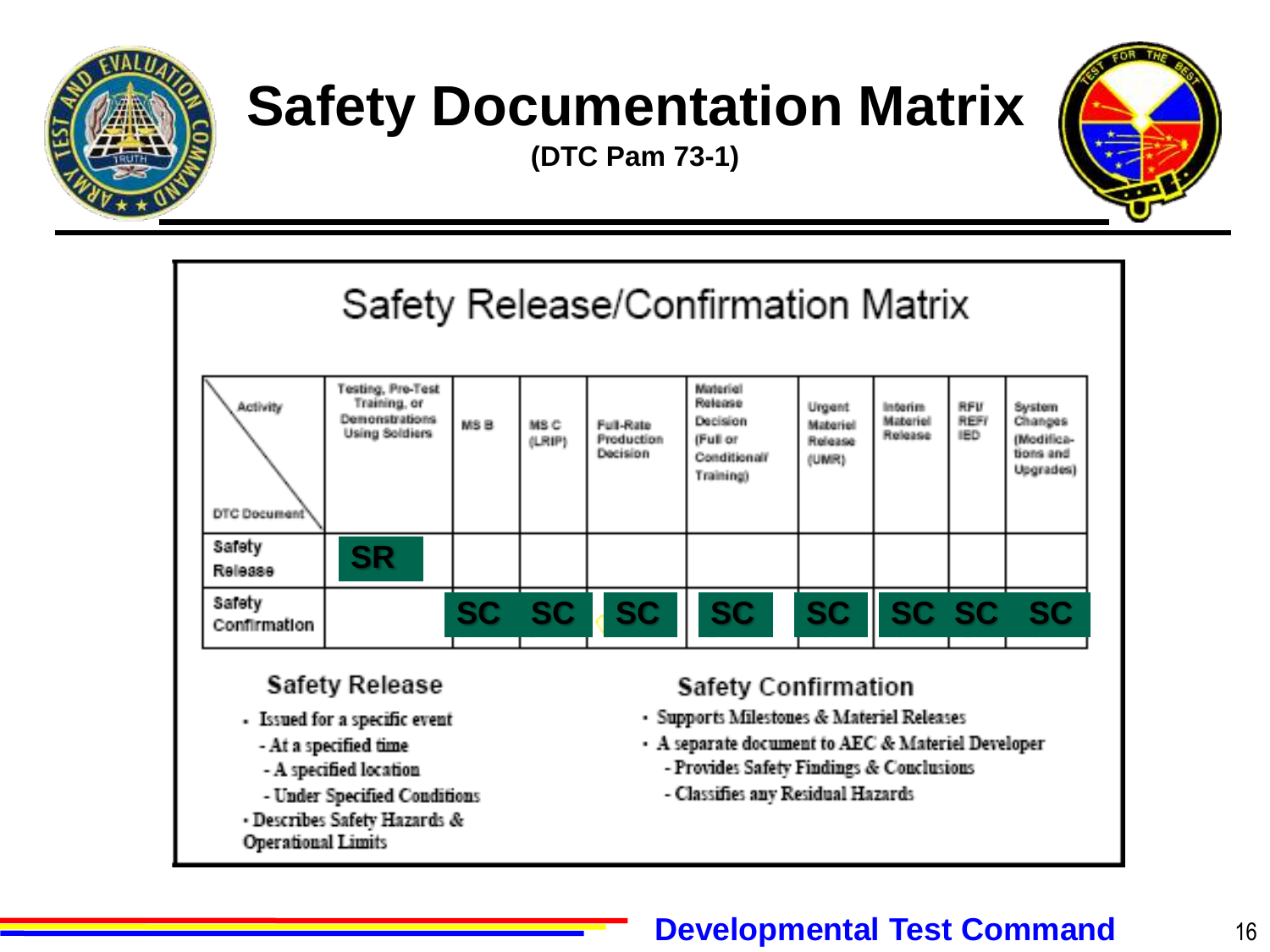# Safety Documentation Matrix

**(DTC Pam 73-1)**

## Safety Release/Confirmation Matrix

| Activity / DTC Document | Testing, Pre-Test Training, or Demonstrations Using Soldiers | MS B | MS C (LRIP) | Full-Rate Production Decision | Materiel Release Decision (Full or Conditional/ Training) | Urgent Materiel Release (UMR) | Interim Materiel Release | RFI/ REF/ IED | System Changes (Modifications and Upgrades) |
|---|---|---|---|---|---|---|---|---|---|
| Safety Release | SR | | | | | | | | |
| Safety Confirmation | | SC | SC | SC | SC | SC | SC | SC | SC |

### Safety Release

- Issued for a specific event
  - At a specified time
  - A specified location
  - Under Specified Conditions
- Describes Safety Hazards & Operational Limits

### Safety Confirmation

- Supports Milestones & Materiel Releases
- A separate document to AEC & Materiel Developer
  - Provides Safety Findings & Conclusions
  - Classifies any Residual Hazards

**Developmental Test Command**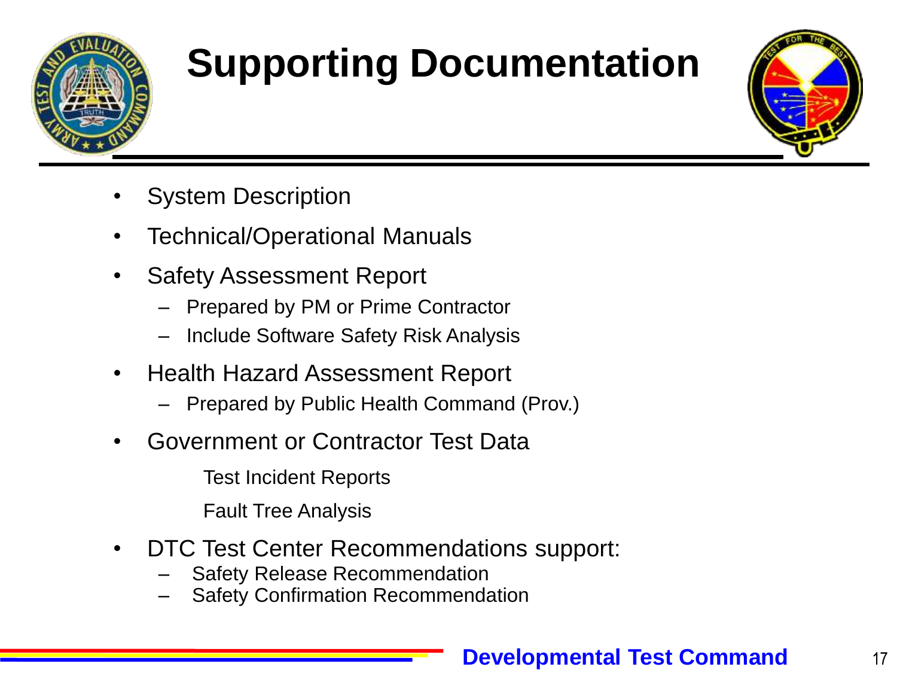# Supporting Documentation

- System Description
- Technical/Operational Manuals
- Safety Assessment Report
  - Prepared by PM or Prime Contractor
  - Include Software Safety Risk Analysis
- Health Hazard Assessment Report
  - Prepared by Public Health Command (Prov.)
- Government or Contractor Test Data
  - Test Incident Reports
  - Fault Tree Analysis
- DTC Test Center Recommendations support:
  - Safety Release Recommendation
  - Safety Confirmation Recommendation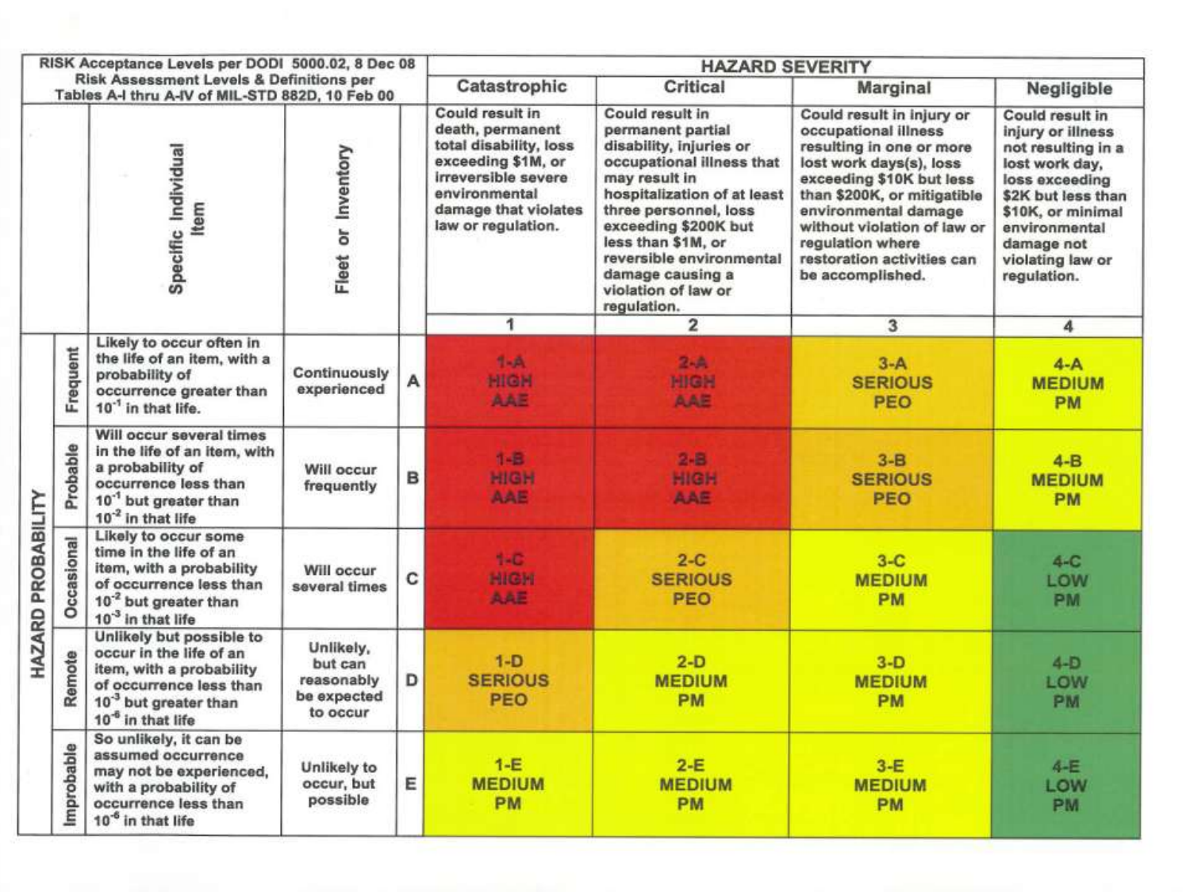| RISK Acceptance Levels per DODI 5000.02, 8 Dec 08<br>Risk Assessment Levels & Definitions per Tables A-I thru A-IV of MIL-STD 882D, 10 Feb 00 | | | | HAZARD SEVERITY | | | |
|---|---|---|---|---|---|---|---|
| | | | | Catastrophic | Critical | Marginal | Negligible |
| | Specific Individual Item | Fleet or Inventory | | Could result in death, permanent total disability, loss exceeding $1M, or irreversible severe environmental damage that violates law or regulation. | Could result in permanent partial disability, injuries or occupational illness that may result in hospitalization of at least three personnel, loss exceeding $200K but less than $1M, or reversible environmental damage causing a violation of law or regulation. | Could result in injury or occupational illness resulting in one or more lost work days(s), loss exceeding $10K but less than $200K, or mitigatible environmental damage without violation of law or regulation where restoration activities can be accomplished. | Could result in injury or illness not resulting in a lost work day, loss exceeding $2K but less than $10K, or minimal environmental damage not violating law or regulation. |
| | | | | 1 | 2 | 3 | 4 |
| HAZARD PROBABILITY — Frequent | Likely to occur often in the life of an item, with a probability of occurrence greater than $10^{-1}$ in that life. | Continuously experienced | A | 1-A HIGH AAE | 2-A HIGH AAE | 3-A SERIOUS PEO | 4-A MEDIUM PM |
| Probable | Will occur several times in the life of an item, with a probability of occurrence less than $10^{-1}$ but greater than $10^{-2}$ in that life | Will occur frequently | B | 1-B HIGH AAE | 2-B HIGH AAE | 3-B SERIOUS PEO | 4-B MEDIUM PM |
| Occasional | Likely to occur some time in the life of an item, with a probability of occurrence less than $10^{-2}$ but greater than $10^{-3}$ in that life | Will occur several times | C | 1-C HIGH AAE | 2-C SERIOUS PEO | 3-C MEDIUM PM | 4-C LOW PM |
| Remote | Unlikely but possible to occur in the life of an item, with a probability of occurrence less than $10^{-3}$ but greater than $10^{-6}$ in that life | Unlikely, but can reasonably be expected to occur | D | 1-D SERIOUS PEO | 2-D MEDIUM PM | 3-D MEDIUM PM | 4-D LOW PM |
| Improbable | So unlikely, it can be assumed occurrence may not be experienced, with a probability of occurrence less than $10^{-6}$ in that life | Unlikely to occur, but possible | E | 1-E MEDIUM PM | 2-E MEDIUM PM | 3-E MEDIUM PM | 4-E LOW PM |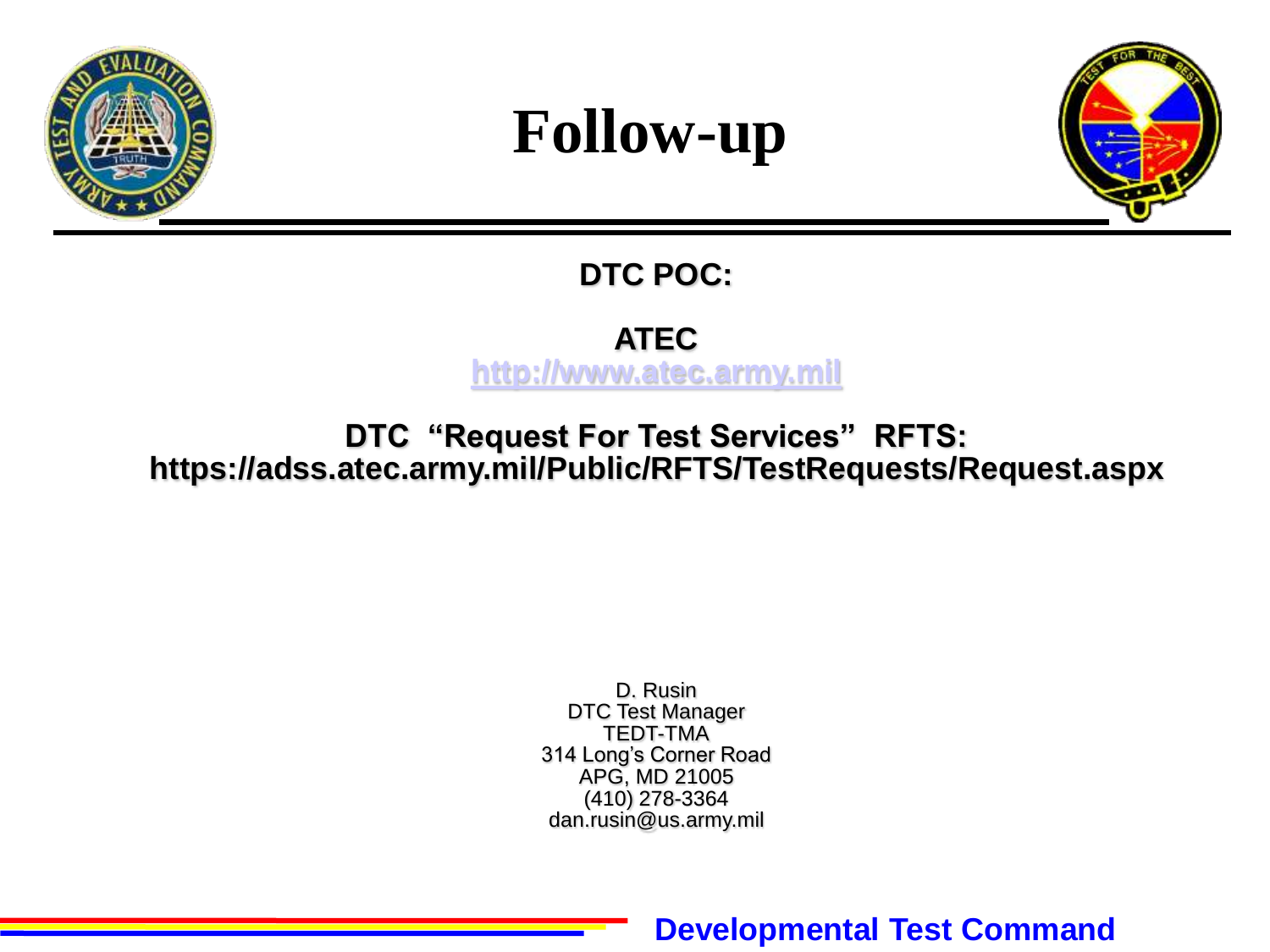# Follow-up

**DTC POC:**

**ATEC**
http://www.atec.army.mil

**DTC "Request For Test Services" RFTS:**
**https://adss.atec.army.mil/Public/RFTS/TestRequests/Request.aspx**

D. Rusin
DTC Test Manager
TEDT-TMA
314 Long's Corner Road
APG, MD 21005
(410) 278-3364
dan.rusin@us.army.mil

**Developmental Test Command**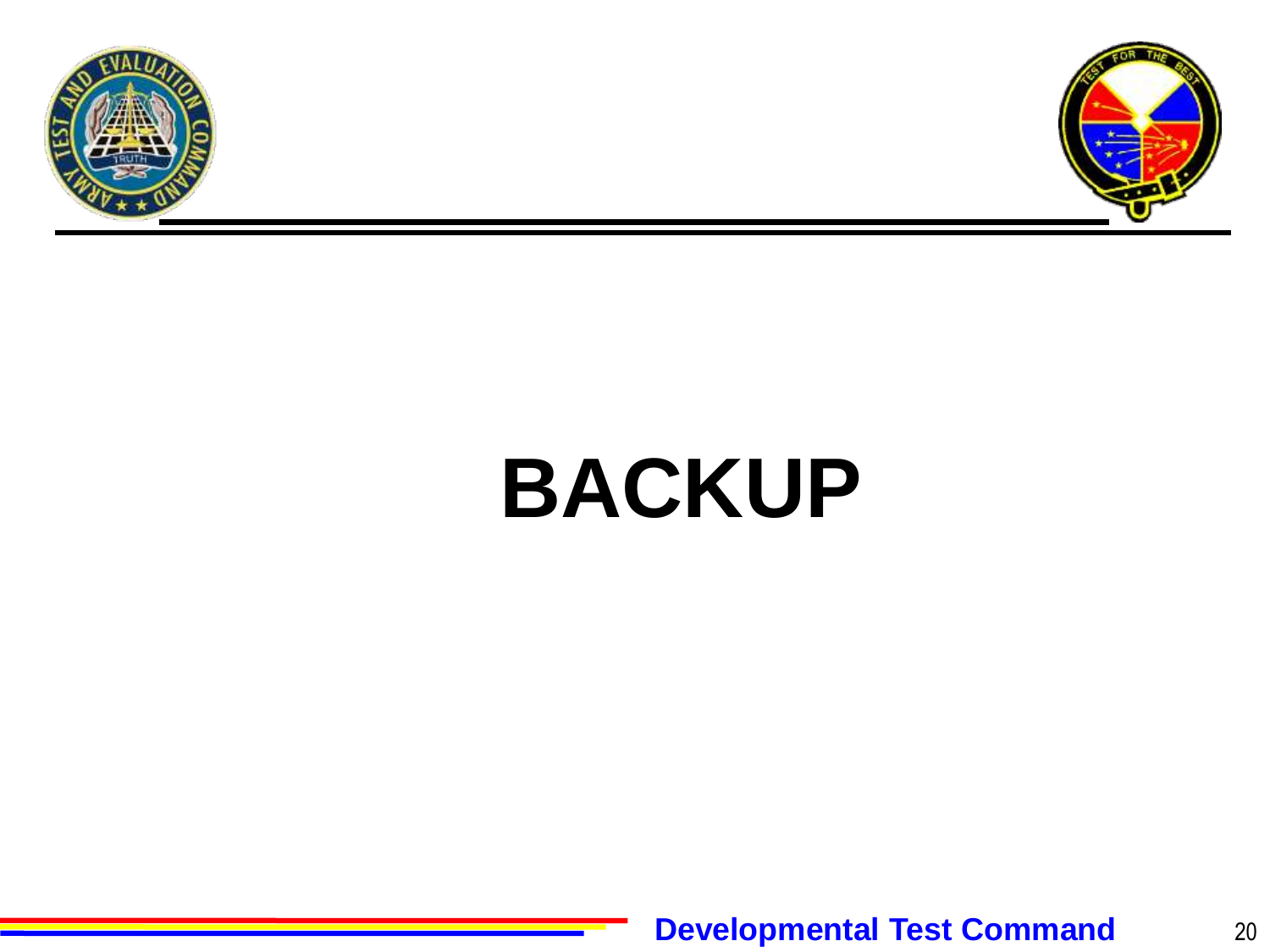# BACKUP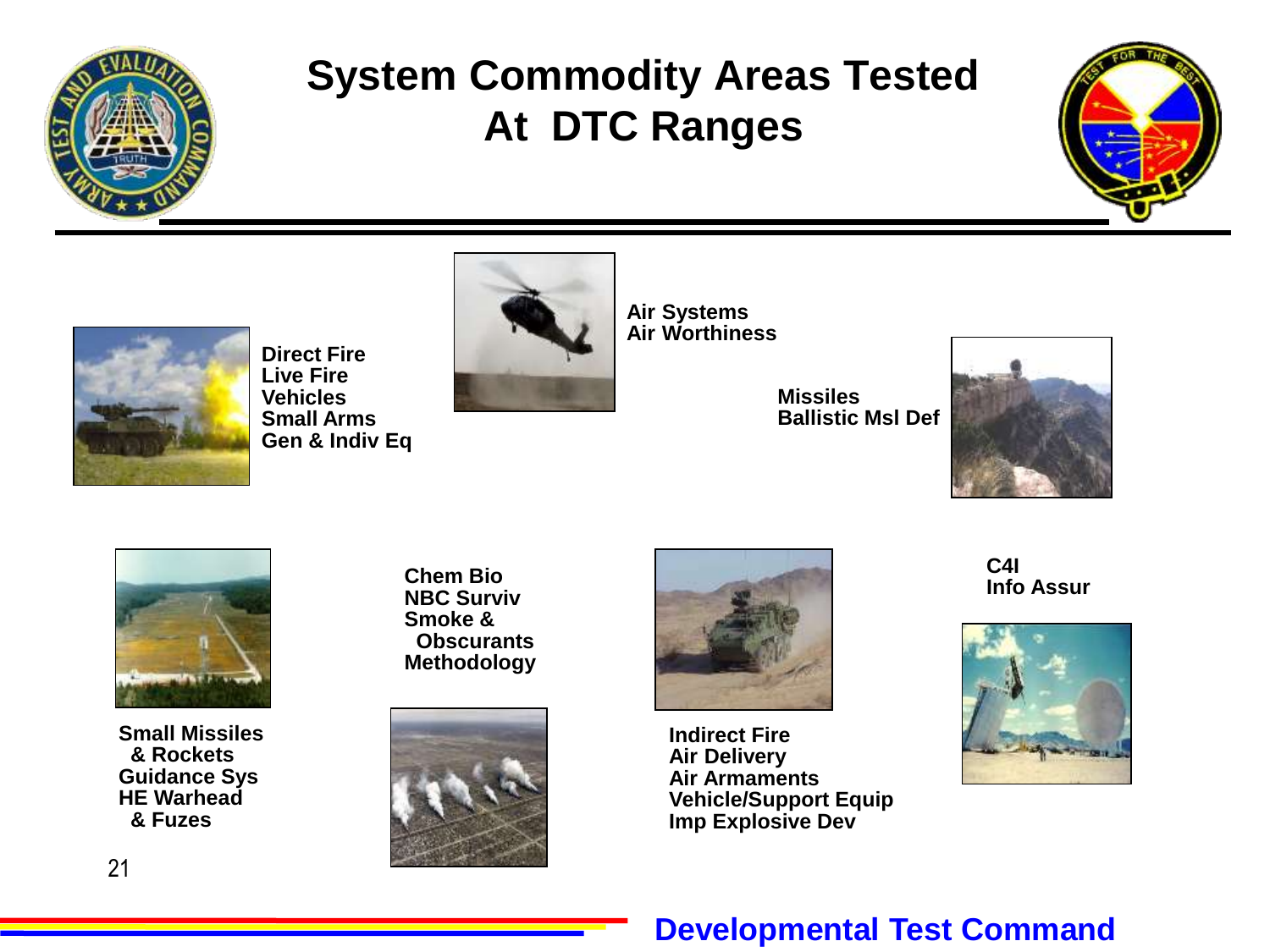# System Commodity Areas Tested At DTC Ranges

**Direct Fire**
**Live Fire**
**Vehicles**
**Small Arms**
**Gen & Indiv Eq**

**Air Systems**
**Air Worthiness**

**Missiles**
**Ballistic Msl Def**

**Small Missiles & Rockets**
**Guidance Sys**
**HE Warhead & Fuzes**

**Chem Bio**
**NBC Surviv**
**Smoke & Obscurants**
**Methodology**

**Indirect Fire**
**Air Delivery**
**Air Armaments**
**Vehicle/Support Equip**
**Imp Explosive Dev**

**C4I**
**Info Assur**

**Developmental Test Command**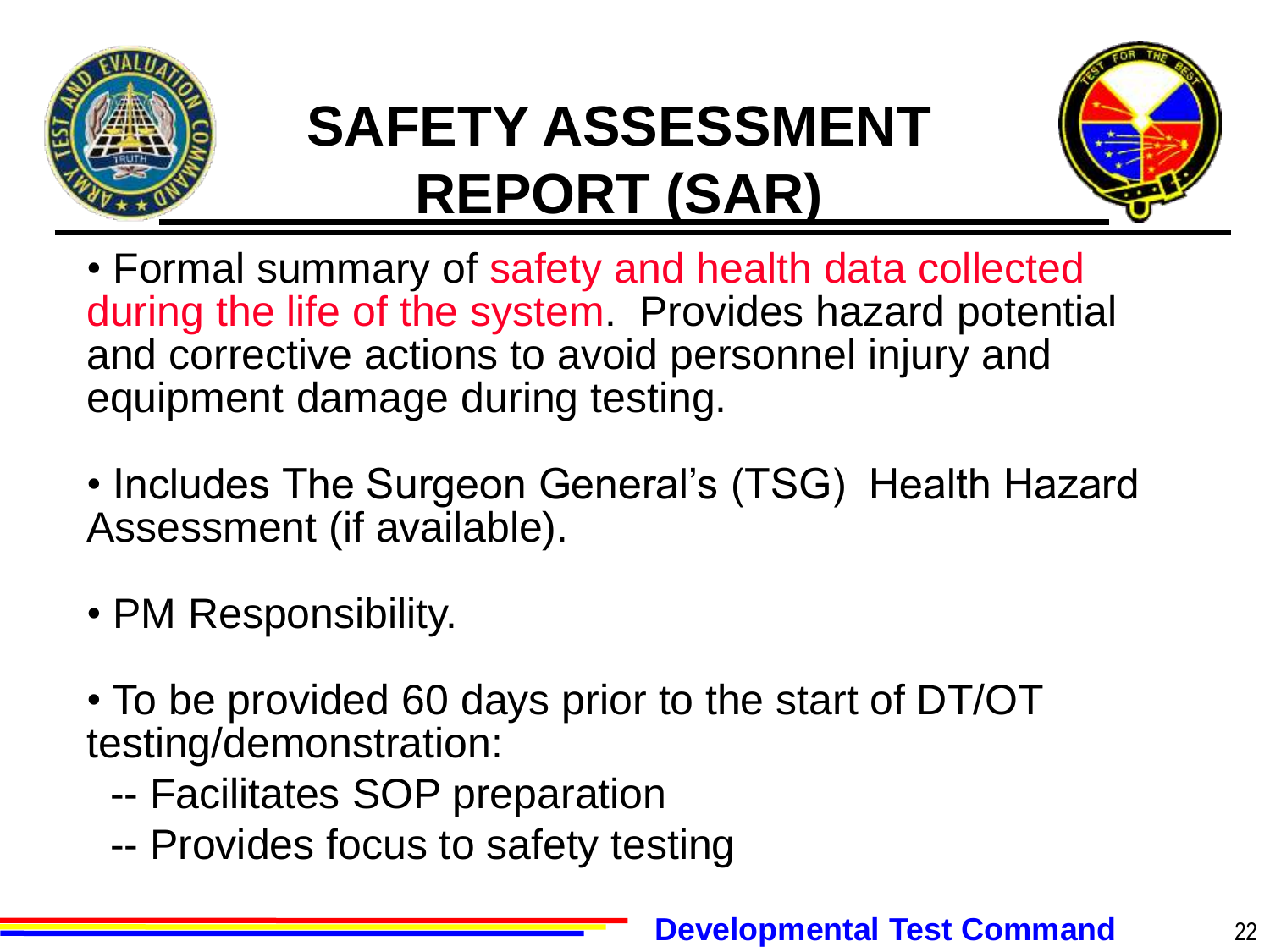# SAFETY ASSESSMENT REPORT (SAR)

- Formal summary of safety and health data collected during the life of the system. Provides hazard potential and corrective actions to avoid personnel injury and equipment damage during testing.

- Includes The Surgeon General's (TSG) Health Hazard Assessment (if available).

- PM Responsibility.

- To be provided 60 days prior to the start of DT/OT testing/demonstration:
  - -- Facilitates SOP preparation
  - -- Provides focus to safety testing

**Developmental Test Command**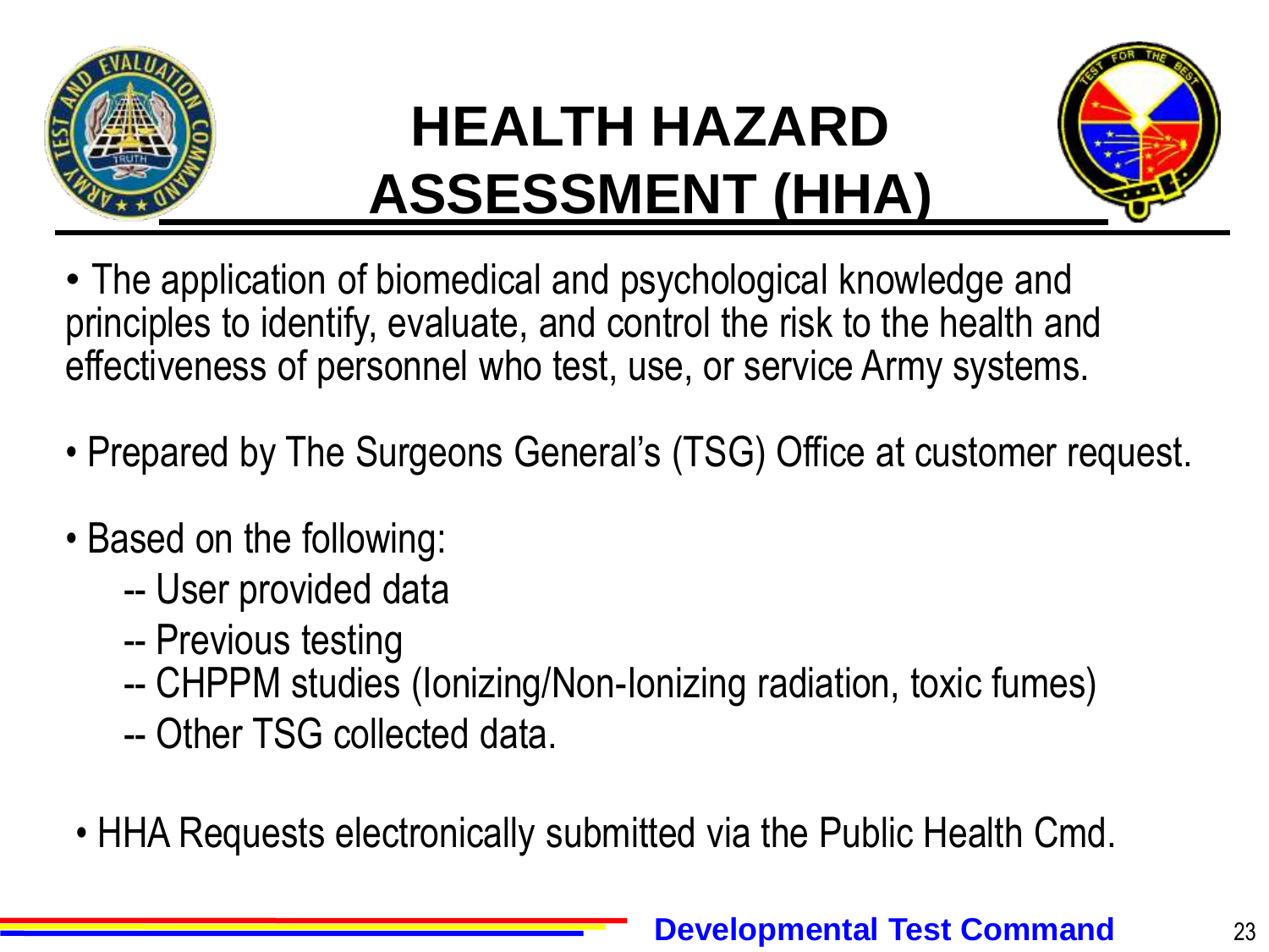# HEALTH HAZARD ASSESSMENT (HHA)

- The application of biomedical and psychological knowledge and principles to identify, evaluate, and control the risk to the health and effectiveness of personnel who test, use, or service Army systems.

- Prepared by The Surgeons General's (TSG) Office at customer request.

- Based on the following:
  - -- User provided data
  - -- Previous testing
  - -- CHPPM studies (Ionizing/Non-Ionizing radiation, toxic fumes)
  - -- Other TSG collected data.

- HHA Requests electronically submitted via the Public Health Cmd.

**Developmental Test Command**